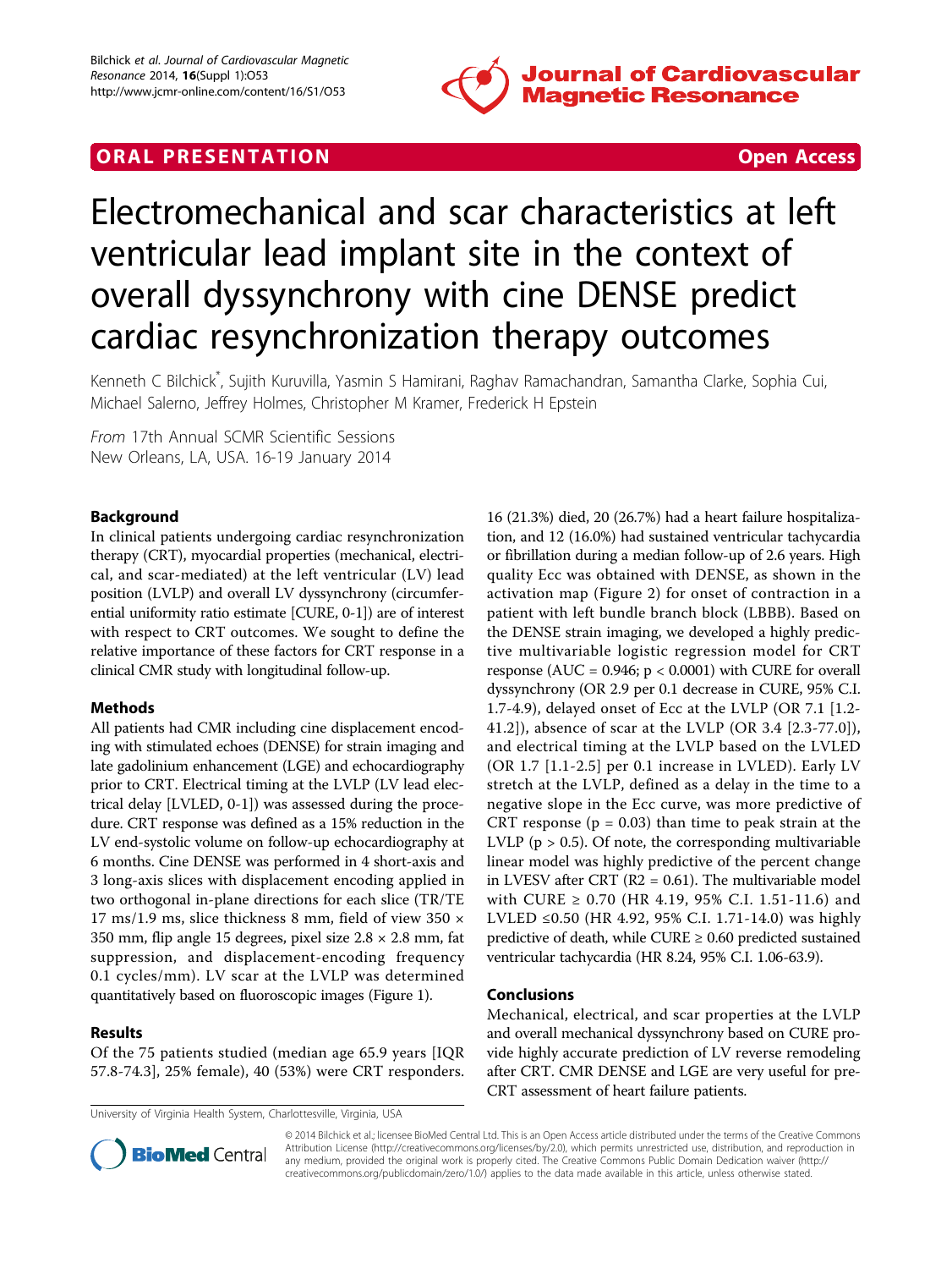ORAL PRESENTATION — Open Access

# Electromechanical and scar characteristics at left ventricular lead implant site in the context of overall dyssynchrony with cine DENSE predict cardiac resynchronization therapy outcomes

Kenneth C Bilchick[*], Sujith Kuruvilla, Yasmin S Hamirani, Raghav Ramachandran, Samantha Clarke, Sophia Cui, Michael Salerno, Jeffrey Holmes, Christopher M Kramer, Frederick H Epstein

*From* 17th Annual SCMR Scientific Sessions
New Orleans, LA, USA. 16-19 January 2014

## Background

In clinical patients undergoing cardiac resynchronization therapy (CRT), myocardial properties (mechanical, electrical, and scar-mediated) at the left ventricular (LV) lead position (LVLP) and overall LV dyssynchrony (circumferential uniformity ratio estimate [CURE, 0-1]) are of interest with respect to CRT outcomes. We sought to define the relative importance of these factors for CRT response in a clinical CMR study with longitudinal follow-up.

## Methods

All patients had CMR including cine displacement encoding with stimulated echoes (DENSE) for strain imaging and late gadolinium enhancement (LGE) and echocardiography prior to CRT. Electrical timing at the LVLP (LV lead electrical delay [LVLED, 0-1]) was assessed during the procedure. CRT response was defined as a 15% reduction in the LV end-systolic volume on follow-up echocardiography at 6 months. Cine DENSE was performed in 4 short-axis and 3 long-axis slices with displacement encoding applied in two orthogonal in-plane directions for each slice (TR/TE 17 ms/1.9 ms, slice thickness 8 mm, field of view 350 × 350 mm, flip angle 15 degrees, pixel size 2.8 × 2.8 mm, fat suppression, and displacement-encoding frequency 0.1 cycles/mm). LV scar at the LVLP was determined quantitatively based on fluoroscopic images (Figure 1).

## Results

Of the 75 patients studied (median age 65.9 years [IQR 57.8-74.3], 25% female), 40 (53%) were CRT responders. 16 (21.3%) died, 20 (26.7%) had a heart failure hospitalization, and 12 (16.0%) had sustained ventricular tachycardia or fibrillation during a median follow-up of 2.6 years. High quality Ecc was obtained with DENSE, as shown in the activation map (Figure 2) for onset of contraction in a patient with left bundle branch block (LBBB). Based on the DENSE strain imaging, we developed a highly predictive multivariable logistic regression model for CRT response (AUC = 0.946; $p < 0.0001$) with CURE for overall dyssynchrony (OR 2.9 per 0.1 decrease in CURE, 95% C.I. 1.7-4.9), delayed onset of Ecc at the LVLP (OR 7.1 [1.2-41.2]), absence of scar at the LVLP (OR 3.4 [2.3-77.0]), and electrical timing at the LVLP based on the LVLED (OR 1.7 [1.1-2.5] per 0.1 increase in LVLED). Early LV stretch at the LVLP, defined as a delay in the time to a negative slope in the Ecc curve, was more predictive of CRT response ($p = 0.03$) than time to peak strain at the LVLP ($p > 0.5$). Of note, the corresponding multivariable linear model was highly predictive of the percent change in LVESV after CRT ($R^2 = 0.61$). The multivariable model with CURE ≥ 0.70 (HR 4.19, 95% C.I. 1.51-11.6) and LVLED ≤0.50 (HR 4.92, 95% C.I. 1.71-14.0) was highly predictive of death, while CURE ≥ 0.60 predicted sustained ventricular tachycardia (HR 8.24, 95% C.I. 1.06-63.9).

## Conclusions

Mechanical, electrical, and scar properties at the LVLP and overall mechanical dyssynchrony based on CURE provide highly accurate prediction of LV reverse remodeling after CRT. CMR DENSE and LGE are very useful for pre-CRT assessment of heart failure patients.

University of Virginia Health System, Charlottesville, Virginia, USA

© 2014 Bilchick et al.; licensee BioMed Central Ltd. This is an Open Access article distributed under the terms of the Creative Commons Attribution License (http://creativecommons.org/licenses/by/2.0), which permits unrestricted use, distribution, and reproduction in any medium, provided the original work is properly cited. The Creative Commons Public Domain Dedication waiver (http://creativecommons.org/publicdomain/zero/1.0/) applies to the data made available in this article, unless otherwise stated.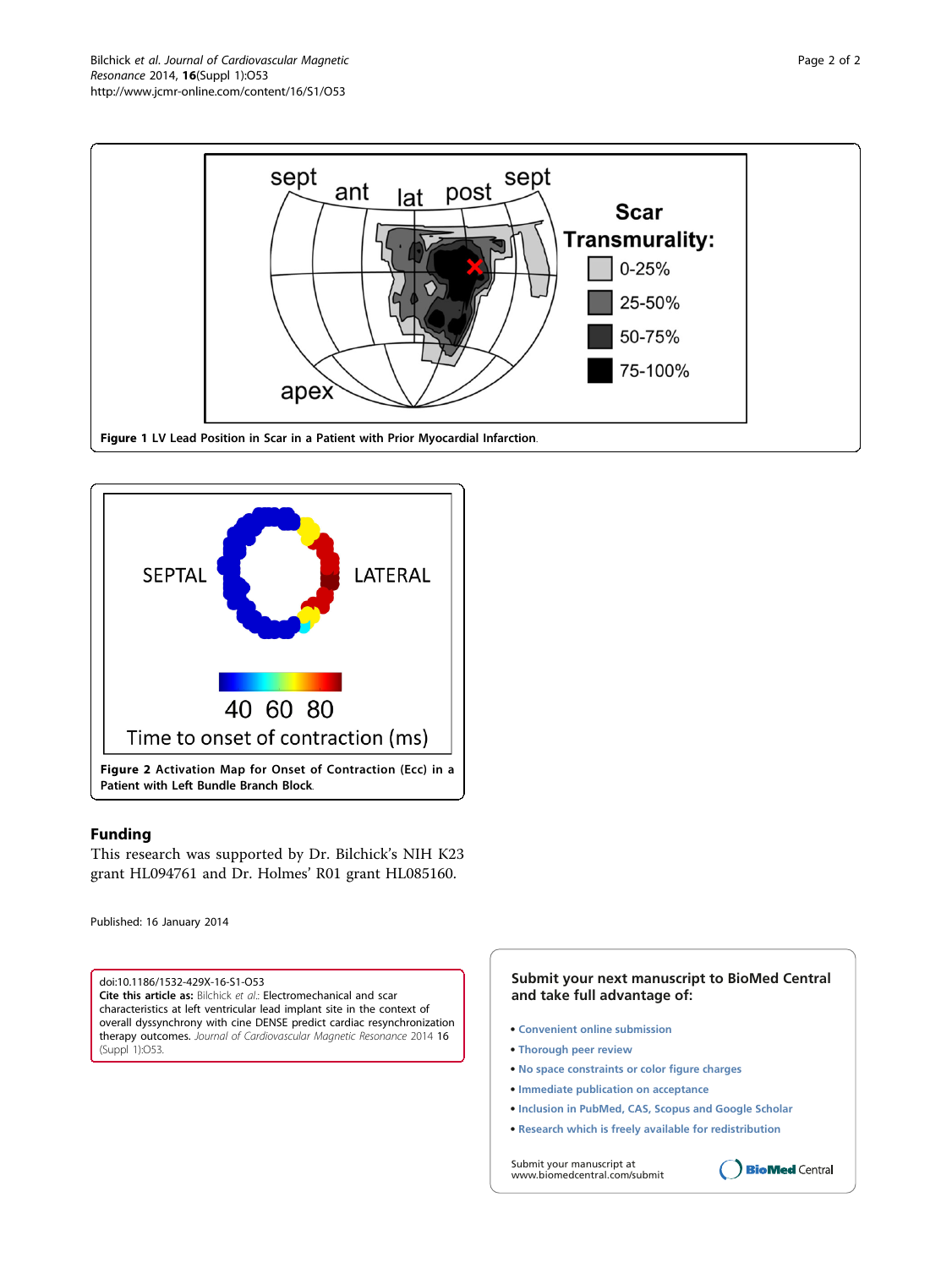sept

ant

lat

post

sept

apex

Scar Transmurality:

0-25%

25-50%

50-75%

75-100%

**Figure 1** LV Lead Position in Scar in a Patient with Prior Myocardial Infarction.

SEPTAL

LATERAL

40 60 80

Time to onset of contraction (ms)

**Figure 2** Activation Map for Onset of Contraction (Ecc) in a Patient with Left Bundle Branch Block.

## Funding

This research was supported by Dr. Bilchick's NIH K23 grant HL094761 and Dr. Holmes' R01 grant HL085160.

Published: 16 January 2014

doi:10.1186/1532-429X-16-S1-O53

**Cite this article as:** Bilchick *et al.*: Electromechanical and scar characteristics at left ventricular lead implant site in the context of overall dyssynchrony with cine DENSE predict cardiac resynchronization therapy outcomes. *Journal of Cardiovascular Magnetic Resonance* 2014 16 (Suppl 1):O53.

**Submit your next manuscript to BioMed Central and take full advantage of:**

- Convenient online submission
- Thorough peer review
- No space constraints or color figure charges
- Immediate publication on acceptance
- Inclusion in PubMed, CAS, Scopus and Google Scholar
- Research which is freely available for redistribution

Submit your manuscript at www.biomedcentral.com/submit

BioMed Central